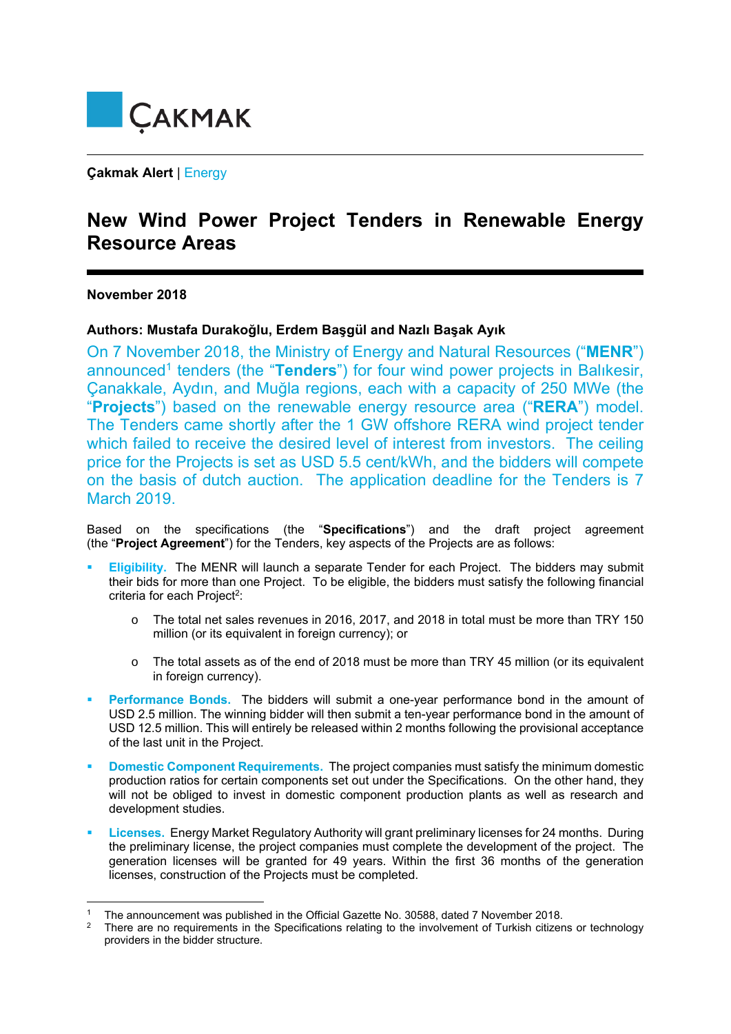ÇAKMAK

**Çakmak Alert** | Energy

# New Wind Power Project Tenders in Renewable Energy Resource Areas

**November 2018**

**Authors: Mustafa Durakoğlu, Erdem Başgül and Nazlı Başak Ayık**

On 7 November 2018, the Ministry of Energy and Natural Resources ("**MENR**") announced[1] tenders (the "**Tenders**") for four wind power projects in Balıkesir, Çanakkale, Aydın, and Muğla regions, each with a capacity of 250 MWe (the "**Projects**") based on the renewable energy resource area ("**RERA**") model. The Tenders came shortly after the 1 GW offshore RERA wind project tender which failed to receive the desired level of interest from investors. The ceiling price for the Projects is set as USD 5.5 cent/kWh, and the bidders will compete on the basis of dutch auction. The application deadline for the Tenders is 7 March 2019.

Based on the specifications (the "**Specifications**") and the draft project agreement (the "**Project Agreement**") for the Tenders, key aspects of the Projects are as follows:

- **Eligibility.** The MENR will launch a separate Tender for each Project. The bidders may submit their bids for more than one Project. To be eligible, the bidders must satisfy the following financial criteria for each Project[2]:
    - The total net sales revenues in 2016, 2017, and 2018 in total must be more than TRY 150 million (or its equivalent in foreign currency); or
    - The total assets as of the end of 2018 must be more than TRY 45 million (or its equivalent in foreign currency).
- **Performance Bonds.** The bidders will submit a one-year performance bond in the amount of USD 2.5 million. The winning bidder will then submit a ten-year performance bond in the amount of USD 12.5 million. This will entirely be released within 2 months following the provisional acceptance of the last unit in the Project.
- **Domestic Component Requirements.** The project companies must satisfy the minimum domestic production ratios for certain components set out under the Specifications. On the other hand, they will not be obliged to invest in domestic component production plants as well as research and development studies.
- **Licenses.** Energy Market Regulatory Authority will grant preliminary licenses for 24 months. During the preliminary license, the project companies must complete the development of the project. The generation licenses will be granted for 49 years. Within the first 36 months of the generation licenses, construction of the Projects must be completed.

---

[1] The announcement was published in the Official Gazette No. 30588, dated 7 November 2018.

[2] There are no requirements in the Specifications relating to the involvement of Turkish citizens or technology providers in the bidder structure.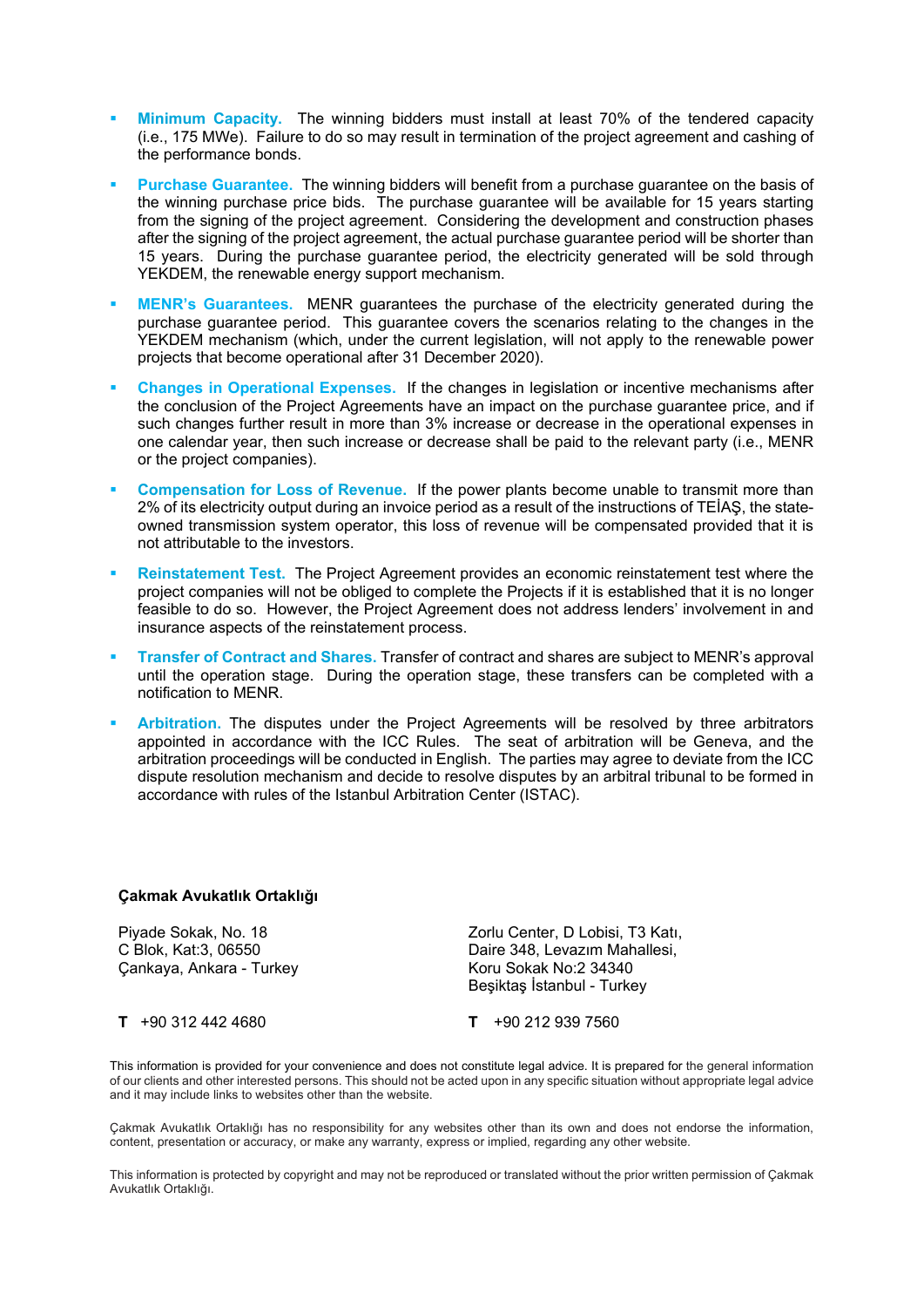- **Minimum Capacity.** The winning bidders must install at least 70% of the tendered capacity (i.e., 175 MWe). Failure to do so may result in termination of the project agreement and cashing of the performance bonds.
- **Purchase Guarantee.** The winning bidders will benefit from a purchase guarantee on the basis of the winning purchase price bids. The purchase guarantee will be available for 15 years starting from the signing of the project agreement. Considering the development and construction phases after the signing of the project agreement, the actual purchase guarantee period will be shorter than 15 years. During the purchase guarantee period, the electricity generated will be sold through YEKDEM, the renewable energy support mechanism.
- **MENR's Guarantees.** MENR guarantees the purchase of the electricity generated during the purchase guarantee period. This guarantee covers the scenarios relating to the changes in the YEKDEM mechanism (which, under the current legislation, will not apply to the renewable power projects that become operational after 31 December 2020).
- **Changes in Operational Expenses.** If the changes in legislation or incentive mechanisms after the conclusion of the Project Agreements have an impact on the purchase guarantee price, and if such changes further result in more than 3% increase or decrease in the operational expenses in one calendar year, then such increase or decrease shall be paid to the relevant party (i.e., MENR or the project companies).
- **Compensation for Loss of Revenue.** If the power plants become unable to transmit more than 2% of its electricity output during an invoice period as a result of the instructions of TEİAŞ, the state-owned transmission system operator, this loss of revenue will be compensated provided that it is not attributable to the investors.
- **Reinstatement Test.** The Project Agreement provides an economic reinstatement test where the project companies will not be obliged to complete the Projects if it is established that it is no longer feasible to do so. However, the Project Agreement does not address lenders' involvement in and insurance aspects of the reinstatement process.
- **Transfer of Contract and Shares.** Transfer of contract and shares are subject to MENR's approval until the operation stage. During the operation stage, these transfers can be completed with a notification to MENR.
- **Arbitration.** The disputes under the Project Agreements will be resolved by three arbitrators appointed in accordance with the ICC Rules. The seat of arbitration will be Geneva, and the arbitration proceedings will be conducted in English. The parties may agree to deviate from the ICC dispute resolution mechanism and decide to resolve disputes by an arbitral tribunal to be formed in accordance with rules of the Istanbul Arbitration Center (ISTAC).

**Çakmak Avukatlık Ortaklığı**

Piyade Sokak, No. 18
C Blok, Kat:3, 06550
Çankaya, Ankara - Turkey

**T** +90 312 442 4680

Zorlu Center, D Lobisi, T3 Katı,
Daire 348, Levazım Mahallesi,
Koru Sokak No:2 34340
Beşiktaş İstanbul - Turkey

**T** +90 212 939 7560

This information is provided for your convenience and does not constitute legal advice. It is prepared for the general information of our clients and other interested persons. This should not be acted upon in any specific situation without appropriate legal advice and it may include links to websites other than the website.

Çakmak Avukatlık Ortaklığı has no responsibility for any websites other than its own and does not endorse the information, content, presentation or accuracy, or make any warranty, express or implied, regarding any other website.

This information is protected by copyright and may not be reproduced or translated without the prior written permission of Çakmak Avukatlık Ortaklığı.